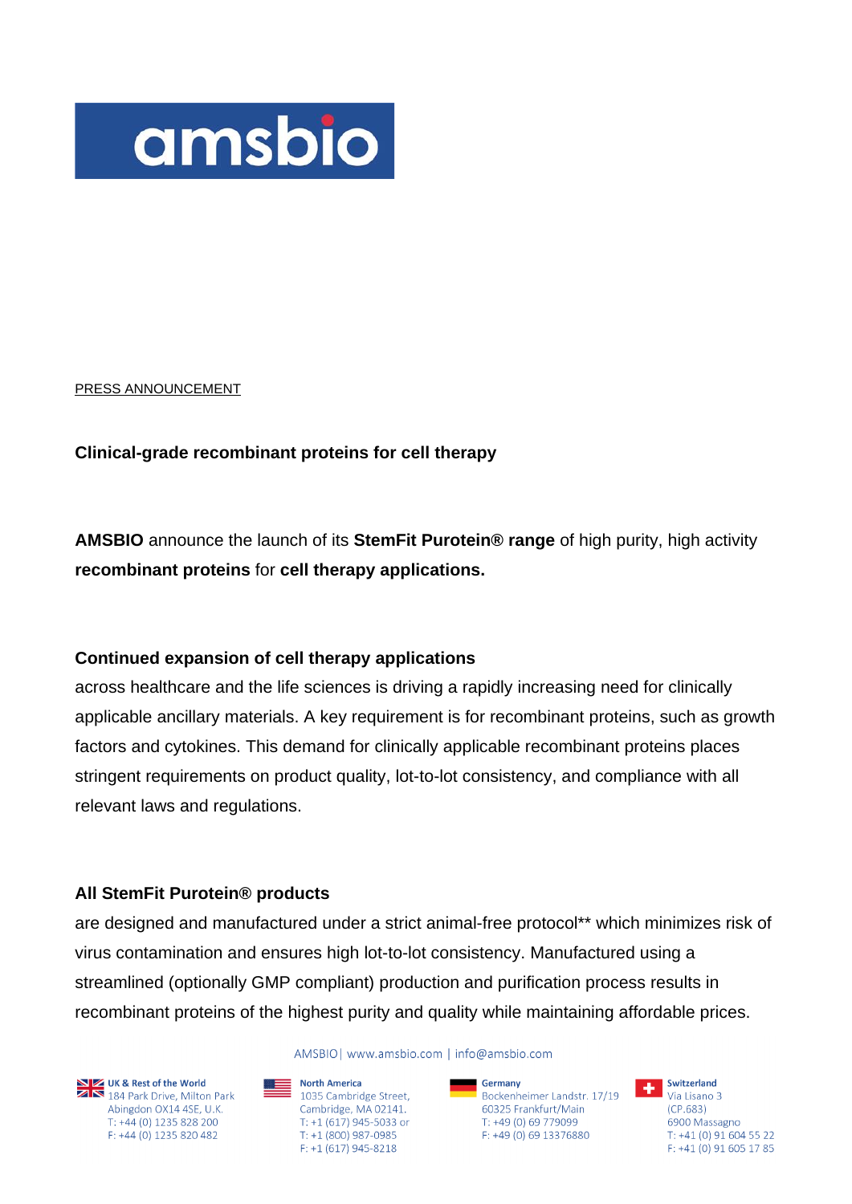PRESS ANNOUNCEMENT

**Clinical-grade recombinant proteins for cell therapy**

**AMSBIO** announce the launch of its **StemFit Purotein® range** of high purity, high activity **recombinant proteins** for **cell therapy applications.**

**Continued expansion of cell therapy applications** across healthcare and the life sciences is driving a rapidly increasing need for clinically applicable ancillary materials. A key requirement is for recombinant proteins, such as growth factors and cytokines. This demand for clinically applicable recombinant proteins places stringent requirements on product quality, lot-to-lot consistency, and compliance with all relevant laws and regulations.

**All StemFit Purotein® products** are designed and manufactured under a strict animal-free protocol** which minimizes risk of virus contamination and ensures high lot-to-lot consistency. Manufactured using a streamlined (optionally GMP compliant) production and purification process results in recombinant proteins of the highest purity and quality while maintaining affordable prices.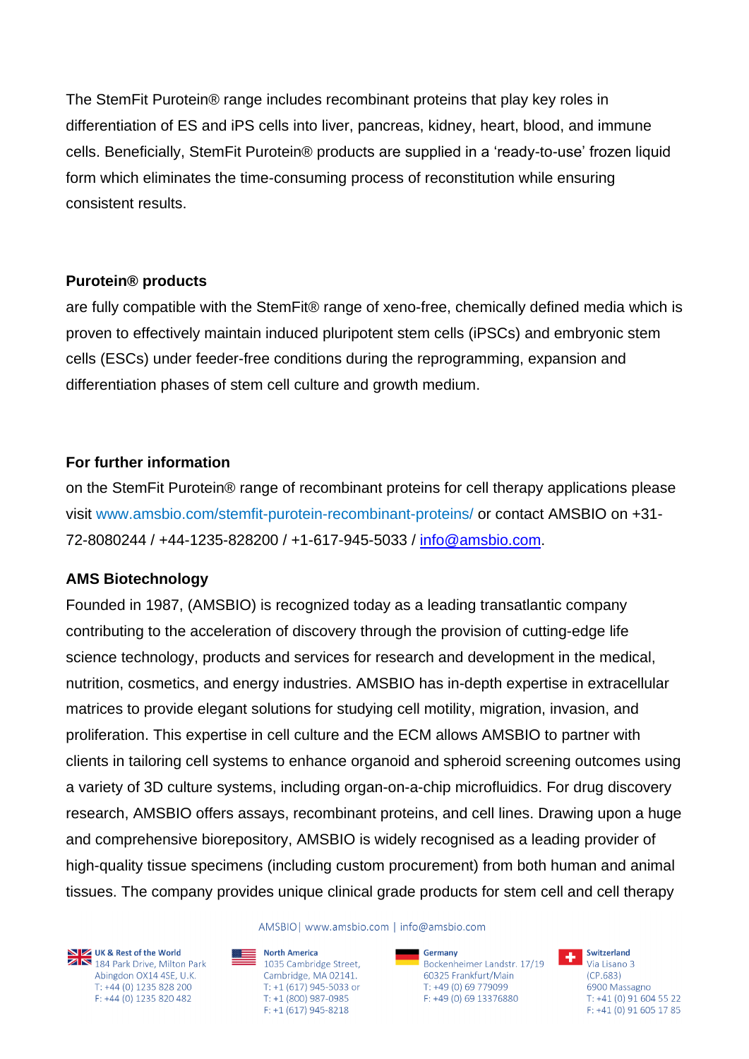The StemFit Purotein® range includes recombinant proteins that play key roles in differentiation of ES and iPS cells into liver, pancreas, kidney, heart, blood, and immune cells. Beneficially, StemFit Purotein® products are supplied in a 'ready-to-use' frozen liquid form which eliminates the time-consuming process of reconstitution while ensuring consistent results.

**Purotein® products**

are fully compatible with the StemFit® range of xeno-free, chemically defined media which is proven to effectively maintain induced pluripotent stem cells (iPSCs) and embryonic stem cells (ESCs) under feeder-free conditions during the reprogramming, expansion and differentiation phases of stem cell culture and growth medium.

**For further information**

on the StemFit Purotein® range of recombinant proteins for cell therapy applications please visit www.amsbio.com/stemfit-purotein-recombinant-proteins/ or contact AMSBIO on +31-72-8080244 / +44-1235-828200 / +1-617-945-5033 / info@amsbio.com.

**AMS Biotechnology**

Founded in 1987, (AMSBIO) is recognized today as a leading transatlantic company contributing to the acceleration of discovery through the provision of cutting-edge life science technology, products and services for research and development in the medical, nutrition, cosmetics, and energy industries. AMSBIO has in-depth expertise in extracellular matrices to provide elegant solutions for studying cell motility, migration, invasion, and proliferation. This expertise in cell culture and the ECM allows AMSBIO to partner with clients in tailoring cell systems to enhance organoid and spheroid screening outcomes using a variety of 3D culture systems, including organ-on-a-chip microfluidics. For drug discovery research, AMSBIO offers assays, recombinant proteins, and cell lines. Drawing upon a huge and comprehensive biorepository, AMSBIO is widely recognised as a leading provider of high-quality tissue specimens (including custom procurement) from both human and animal tissues. The company provides unique clinical grade products for stem cell and cell therapy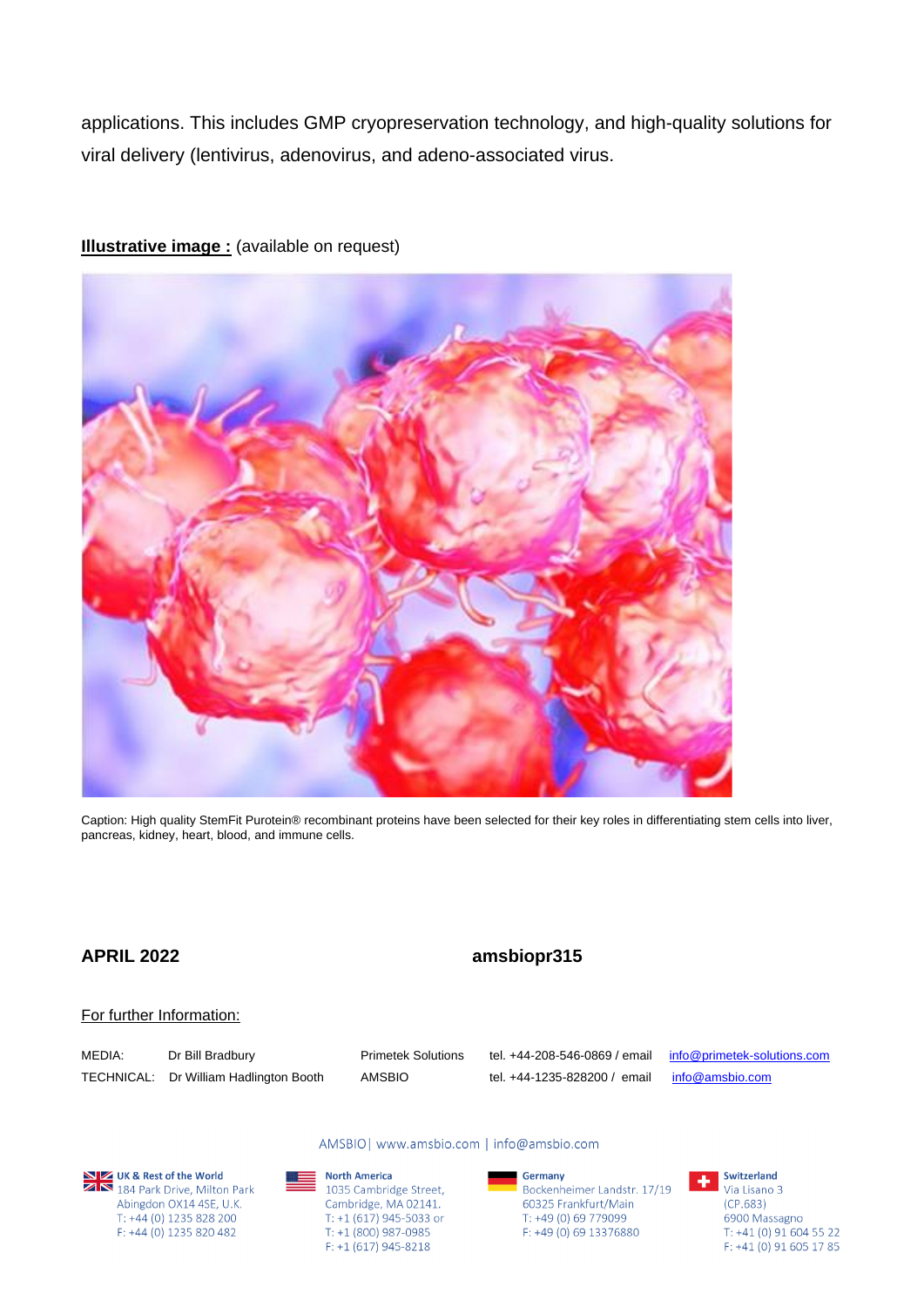applications. This includes GMP cryopreservation technology, and high-quality solutions for viral delivery (lentivirus, adenovirus, and adeno-associated virus.

**Illustrative image :** (available on request)

Caption: High quality StemFit Purotein® recombinant proteins have been selected for their key roles in differentiating stem cells into liver, pancreas, kidney, heart, blood, and immune cells.

**APRIL 2022** **amsbiopr315**

For further Information:

| | | | | |
|---|---|---|---|---|
| MEDIA: | Dr Bill Bradbury | Primetek Solutions | tel. +44-208-546-0869 / email | info@primetek-solutions.com |
| TECHNICAL: | Dr William Hadlington Booth | AMSBIO | tel. +44-1235-828200 / email | info@amsbio.com |

AMSBIO| www.amsbio.com | info@amsbio.com

**UK & Rest of the World**
184 Park Drive, Milton Park
Abingdon OX14 4SE, U.K.
T: +44 (0) 1235 828 200
F: +44 (0) 1235 820 482

**North America**
1035 Cambridge Street,
Cambridge, MA 02141.
T: +1 (617) 945-5033 or
T: +1 (800) 987-0985
F: +1 (617) 945-8218

**Germany**
Bockenheimer Landstr. 17/19
60325 Frankfurt/Main
T: +49 (0) 69 779099
F: +49 (0) 69 13376880

**Switzerland**
Via Lisano 3
(CP.683)
6900 Massagno
T: +41 (0) 91 604 55 22
F: +41 (0) 91 605 17 85